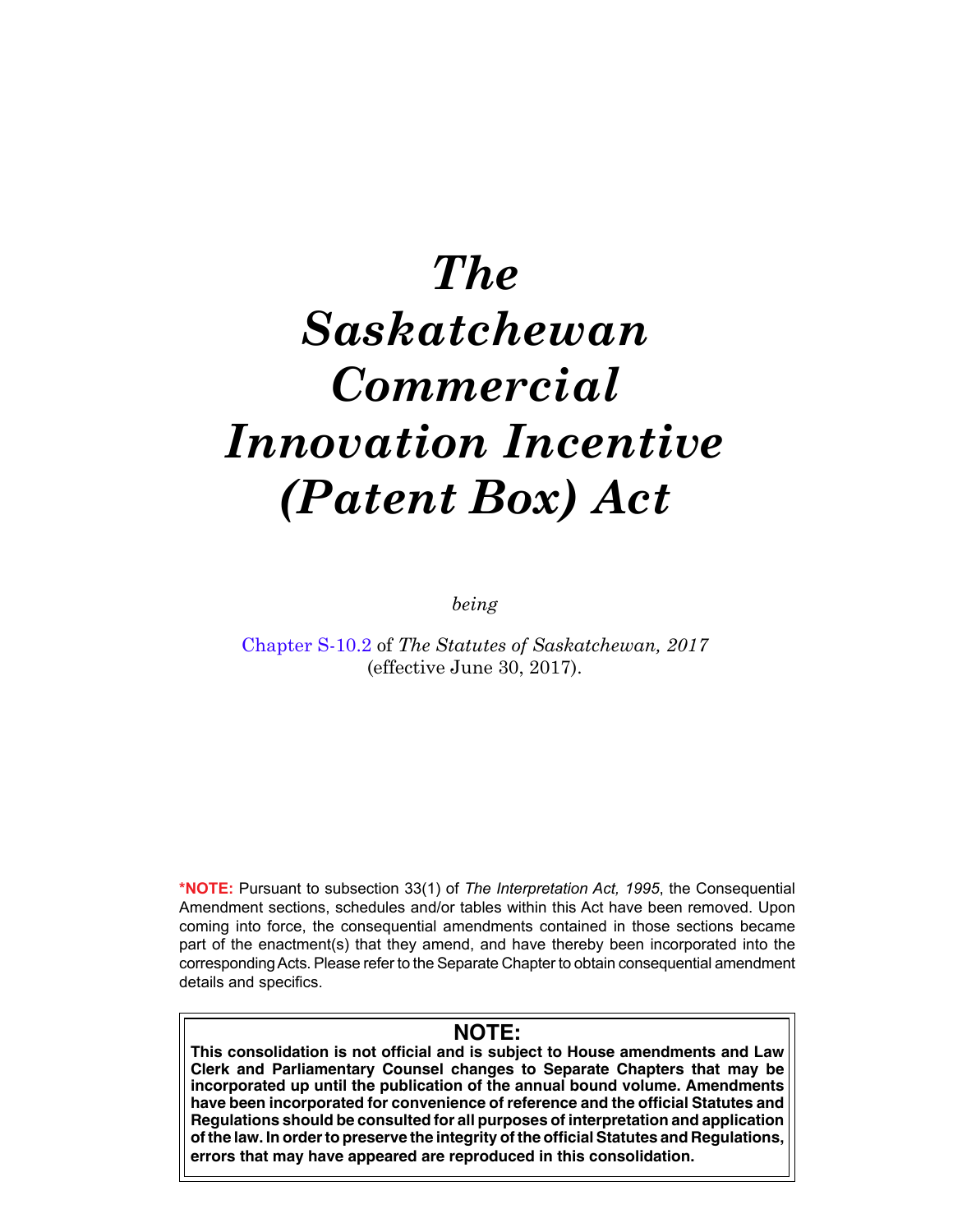# *The Saskatchewan Commercial Innovation Incentive (Patent Box) Act*

*being*

Chapter S-10.2 of *The Statutes of Saskatchewan, 2017* (effective June 30, 2017).

**\*NOTE:** Pursuant to subsection 33(1) of *The Interpretation Act, 1995*, the Consequential Amendment sections, schedules and/or tables within this Act have been removed. Upon coming into force, the consequential amendments contained in those sections became part of the enactment(s) that they amend, and have thereby been incorporated into the corresponding Acts. Please refer to the Separate Chapter to obtain consequential amendment details and specifics.

**NOTE:**

**This consolidation is not official and is subject to House amendments and Law Clerk and Parliamentary Counsel changes to Separate Chapters that may be incorporated up until the publication of the annual bound volume. Amendments have been incorporated for convenience of reference and the official Statutes and Regulations should be consulted for all purposes of interpretation and application of the law. In order to preserve the integrity of the official Statutes and Regulations, errors that may have appeared are reproduced in this consolidation.**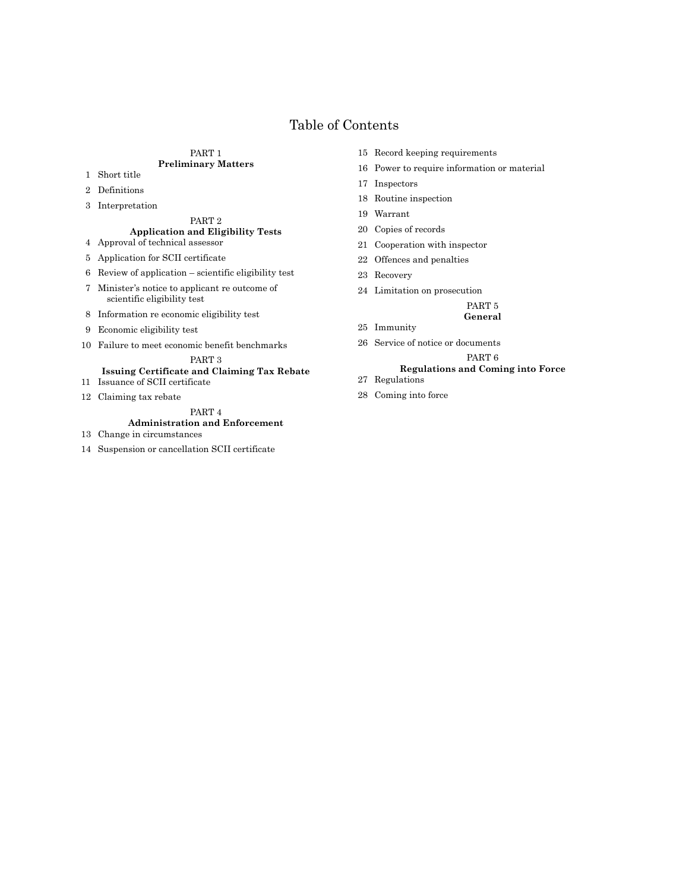# Table of Contents

PART 1
**Preliminary Matters**

1 Short title

2 Definitions

3 Interpretation

PART 2
**Application and Eligibility Tests**

4 Approval of technical assessor

5 Application for SCII certificate

6 Review of application – scientific eligibility test

7 Minister's notice to applicant re outcome of scientific eligibility test

8 Information re economic eligibility test

9 Economic eligibility test

10 Failure to meet economic benefit benchmarks

PART 3
**Issuing Certificate and Claiming Tax Rebate**

11 Issuance of SCII certificate

12 Claiming tax rebate

PART 4
**Administration and Enforcement**

13 Change in circumstances

14 Suspension or cancellation SCII certificate

15 Record keeping requirements

16 Power to require information or material

17 Inspectors

18 Routine inspection

19 Warrant

20 Copies of records

21 Cooperation with inspector

22 Offences and penalties

23 Recovery

24 Limitation on prosecution

PART 5
**General**

25 Immunity

26 Service of notice or documents

PART 6
**Regulations and Coming into Force**

27 Regulations

28 Coming into force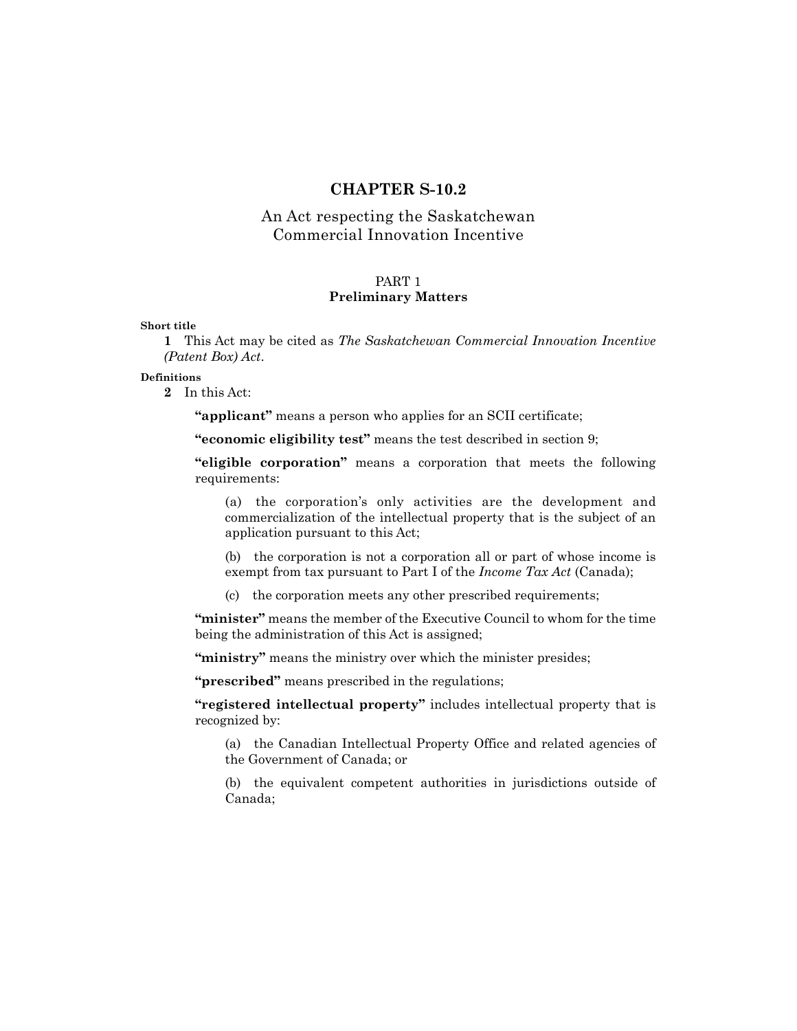# CHAPTER S-10.2

## An Act respecting the Saskatchewan Commercial Innovation Incentive

### PART 1
### Preliminary Matters

**Short title**

**1** This Act may be cited as *The Saskatchewan Commercial Innovation Incentive (Patent Box) Act*.

**Definitions**

**2** In this Act:

**"applicant"** means a person who applies for an SCII certificate;

**"economic eligibility test"** means the test described in section 9;

**"eligible corporation"** means a corporation that meets the following requirements:

(a) the corporation's only activities are the development and commercialization of the intellectual property that is the subject of an application pursuant to this Act;

(b) the corporation is not a corporation all or part of whose income is exempt from tax pursuant to Part I of the *Income Tax Act* (Canada);

(c) the corporation meets any other prescribed requirements;

**"minister"** means the member of the Executive Council to whom for the time being the administration of this Act is assigned;

**"ministry"** means the ministry over which the minister presides;

**"prescribed"** means prescribed in the regulations;

**"registered intellectual property"** includes intellectual property that is recognized by:

(a) the Canadian Intellectual Property Office and related agencies of the Government of Canada; or

(b) the equivalent competent authorities in jurisdictions outside of Canada;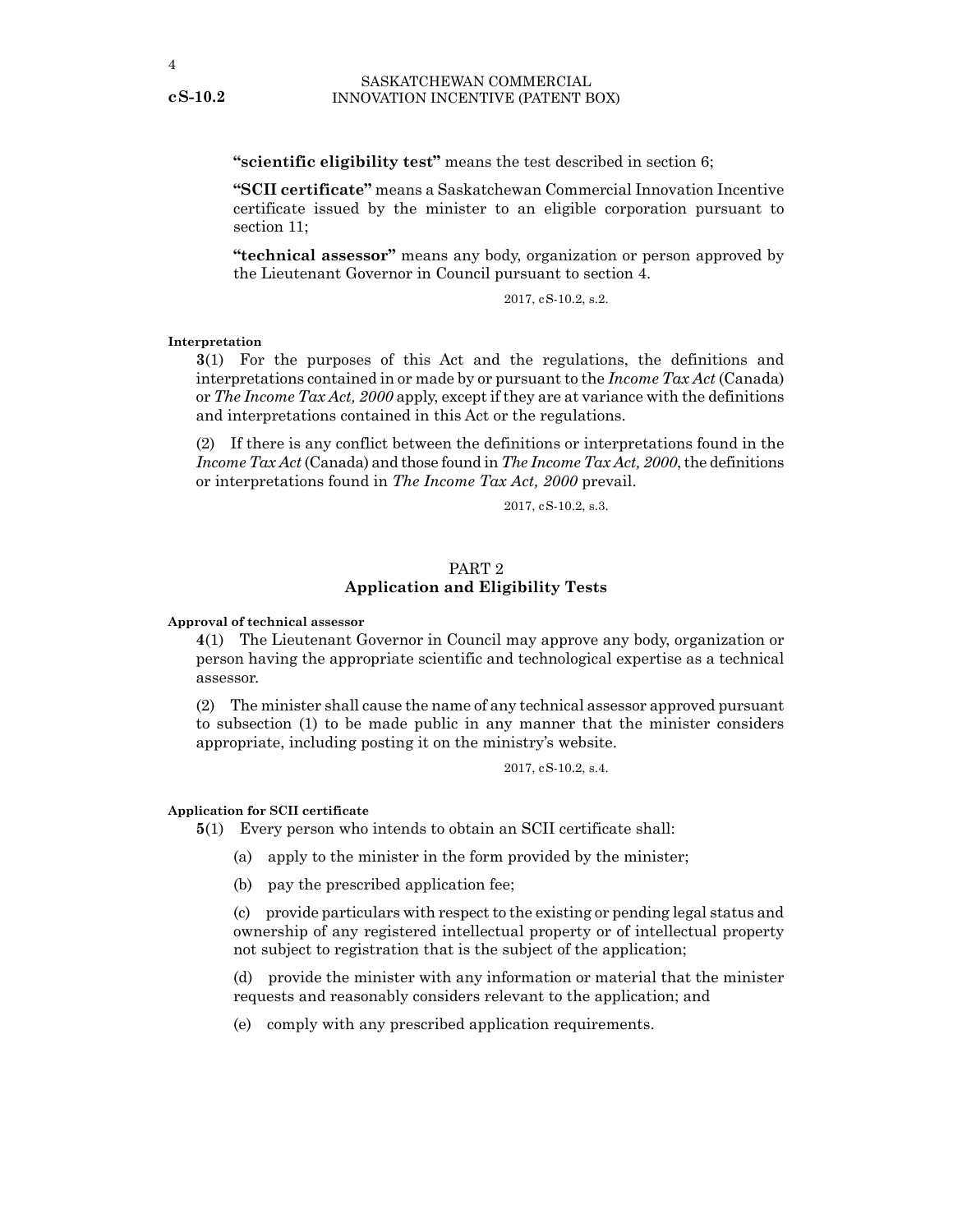**"scientific eligibility test"** means the test described in section 6;

**"SCII certificate"** means a Saskatchewan Commercial Innovation Incentive certificate issued by the minister to an eligible corporation pursuant to section 11;

**"technical assessor"** means any body, organization or person approved by the Lieutenant Governor in Council pursuant to section 4.

2017, cS-10.2, s.2.

**Interpretation**

**3**(1) For the purposes of this Act and the regulations, the definitions and interpretations contained in or made by or pursuant to the *Income Tax Act* (Canada) or *The Income Tax Act, 2000* apply, except if they are at variance with the definitions and interpretations contained in this Act or the regulations.

(2) If there is any conflict between the definitions or interpretations found in the *Income Tax Act* (Canada) and those found in *The Income Tax Act, 2000*, the definitions or interpretations found in *The Income Tax Act, 2000* prevail.

2017, cS-10.2, s.3.

## PART 2
## Application and Eligibility Tests

**Approval of technical assessor**

**4**(1) The Lieutenant Governor in Council may approve any body, organization or person having the appropriate scientific and technological expertise as a technical assessor.

(2) The minister shall cause the name of any technical assessor approved pursuant to subsection (1) to be made public in any manner that the minister considers appropriate, including posting it on the ministry's website.

2017, cS-10.2, s.4.

**Application for SCII certificate**

**5**(1) Every person who intends to obtain an SCII certificate shall:

(a) apply to the minister in the form provided by the minister;

(b) pay the prescribed application fee;

(c) provide particulars with respect to the existing or pending legal status and ownership of any registered intellectual property or of intellectual property not subject to registration that is the subject of the application;

(d) provide the minister with any information or material that the minister requests and reasonably considers relevant to the application; and

(e) comply with any prescribed application requirements.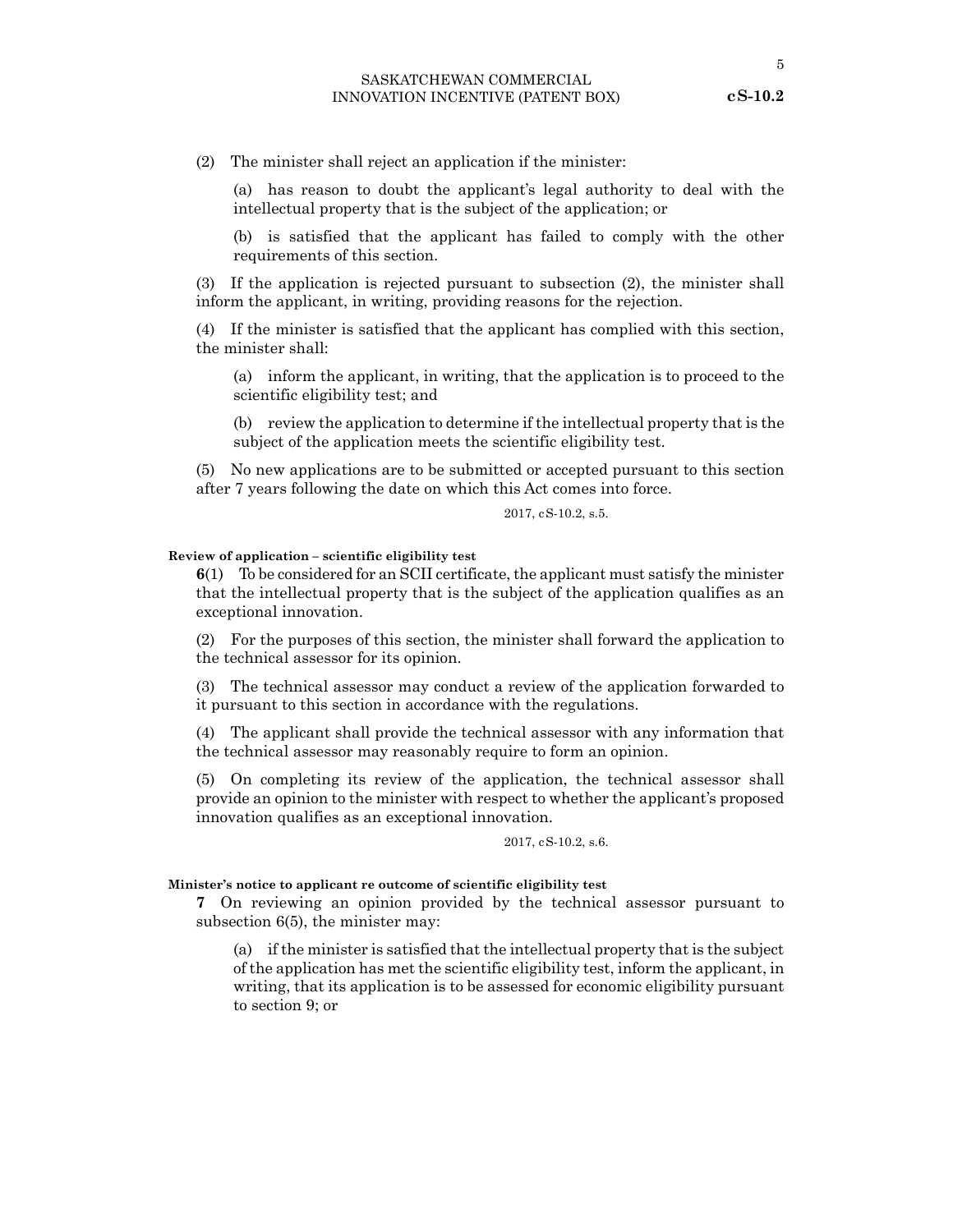(2) The minister shall reject an application if the minister:

(a) has reason to doubt the applicant's legal authority to deal with the intellectual property that is the subject of the application; or

(b) is satisfied that the applicant has failed to comply with the other requirements of this section.

(3) If the application is rejected pursuant to subsection (2), the minister shall inform the applicant, in writing, providing reasons for the rejection.

(4) If the minister is satisfied that the applicant has complied with this section, the minister shall:

(a) inform the applicant, in writing, that the application is to proceed to the scientific eligibility test; and

(b) review the application to determine if the intellectual property that is the subject of the application meets the scientific eligibility test.

(5) No new applications are to be submitted or accepted pursuant to this section after 7 years following the date on which this Act comes into force.

2017, cS-10.2, s.5.

**Review of application – scientific eligibility test**

**6**(1) To be considered for an SCII certificate, the applicant must satisfy the minister that the intellectual property that is the subject of the application qualifies as an exceptional innovation.

(2) For the purposes of this section, the minister shall forward the application to the technical assessor for its opinion.

(3) The technical assessor may conduct a review of the application forwarded to it pursuant to this section in accordance with the regulations.

(4) The applicant shall provide the technical assessor with any information that the technical assessor may reasonably require to form an opinion.

(5) On completing its review of the application, the technical assessor shall provide an opinion to the minister with respect to whether the applicant's proposed innovation qualifies as an exceptional innovation.

2017, cS-10.2, s.6.

**Minister's notice to applicant re outcome of scientific eligibility test**

**7** On reviewing an opinion provided by the technical assessor pursuant to subsection 6(5), the minister may:

(a) if the minister is satisfied that the intellectual property that is the subject of the application has met the scientific eligibility test, inform the applicant, in writing, that its application is to be assessed for economic eligibility pursuant to section 9; or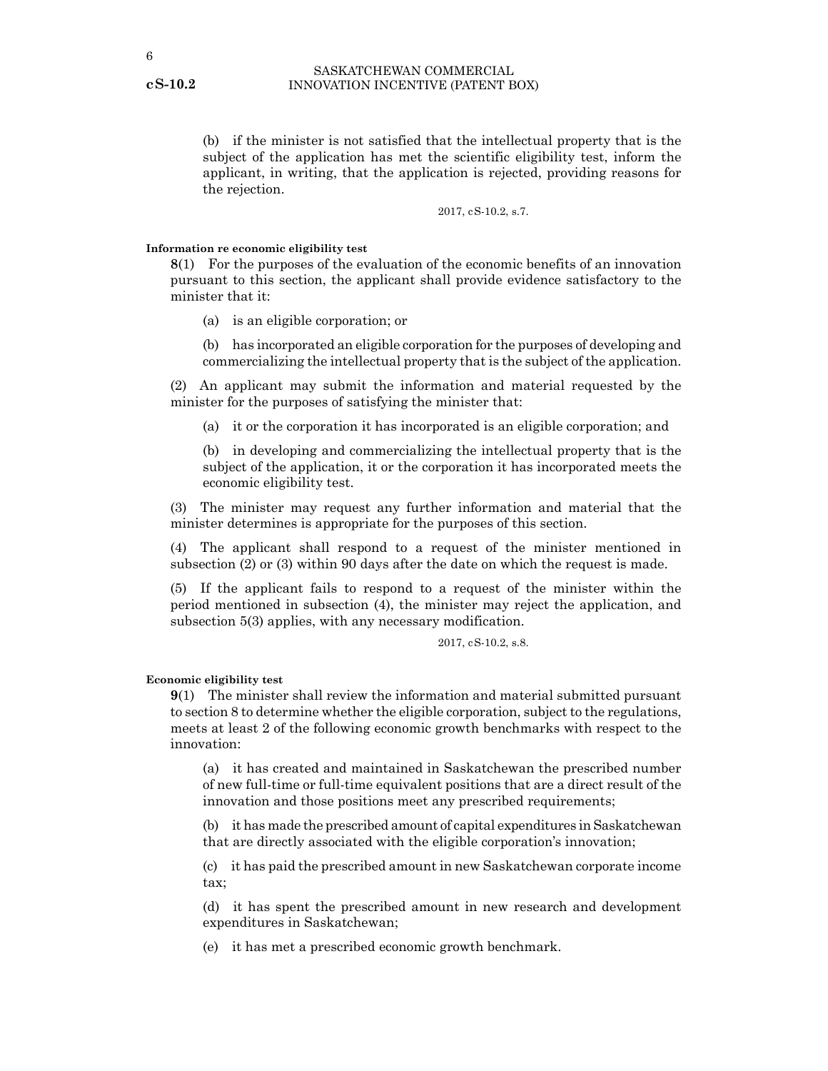(b) if the minister is not satisfied that the intellectual property that is the subject of the application has met the scientific eligibility test, inform the applicant, in writing, that the application is rejected, providing reasons for the rejection.

2017, cS-10.2, s.7.

**Information re economic eligibility test**

**8**(1) For the purposes of the evaluation of the economic benefits of an innovation pursuant to this section, the applicant shall provide evidence satisfactory to the minister that it:

(a) is an eligible corporation; or

(b) has incorporated an eligible corporation for the purposes of developing and commercializing the intellectual property that is the subject of the application.

(2) An applicant may submit the information and material requested by the minister for the purposes of satisfying the minister that:

(a) it or the corporation it has incorporated is an eligible corporation; and

(b) in developing and commercializing the intellectual property that is the subject of the application, it or the corporation it has incorporated meets the economic eligibility test.

(3) The minister may request any further information and material that the minister determines is appropriate for the purposes of this section.

(4) The applicant shall respond to a request of the minister mentioned in subsection (2) or (3) within 90 days after the date on which the request is made.

(5) If the applicant fails to respond to a request of the minister within the period mentioned in subsection (4), the minister may reject the application, and subsection 5(3) applies, with any necessary modification.

2017, cS-10.2, s.8.

**Economic eligibility test**

**9**(1) The minister shall review the information and material submitted pursuant to section 8 to determine whether the eligible corporation, subject to the regulations, meets at least 2 of the following economic growth benchmarks with respect to the innovation:

(a) it has created and maintained in Saskatchewan the prescribed number of new full-time or full-time equivalent positions that are a direct result of the innovation and those positions meet any prescribed requirements;

(b) it has made the prescribed amount of capital expenditures in Saskatchewan that are directly associated with the eligible corporation's innovation;

(c) it has paid the prescribed amount in new Saskatchewan corporate income tax;

(d) it has spent the prescribed amount in new research and development expenditures in Saskatchewan;

(e) it has met a prescribed economic growth benchmark.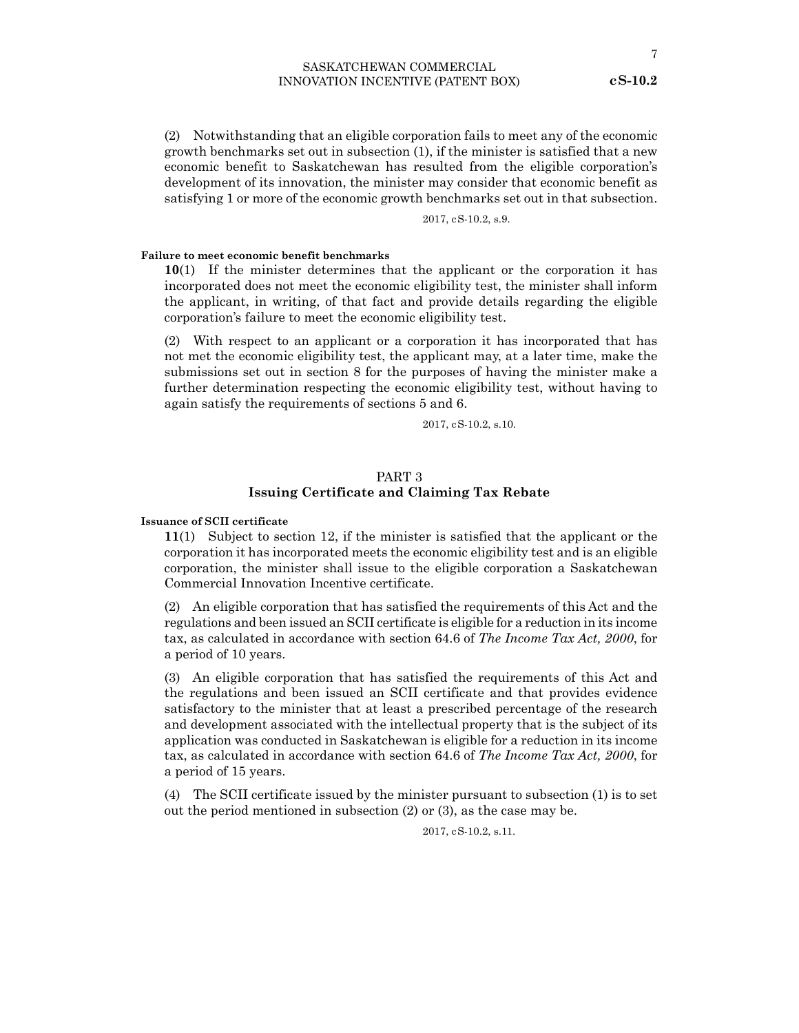(2) Notwithstanding that an eligible corporation fails to meet any of the economic growth benchmarks set out in subsection (1), if the minister is satisfied that a new economic benefit to Saskatchewan has resulted from the eligible corporation's development of its innovation, the minister may consider that economic benefit as satisfying 1 or more of the economic growth benchmarks set out in that subsection.

2017, cS-10.2, s.9.

**Failure to meet economic benefit benchmarks**

**10**(1) If the minister determines that the applicant or the corporation it has incorporated does not meet the economic eligibility test, the minister shall inform the applicant, in writing, of that fact and provide details regarding the eligible corporation's failure to meet the economic eligibility test.

(2) With respect to an applicant or a corporation it has incorporated that has not met the economic eligibility test, the applicant may, at a later time, make the submissions set out in section 8 for the purposes of having the minister make a further determination respecting the economic eligibility test, without having to again satisfy the requirements of sections 5 and 6.

2017, cS-10.2, s.10.

## PART 3
## Issuing Certificate and Claiming Tax Rebate

**Issuance of SCII certificate**

**11**(1) Subject to section 12, if the minister is satisfied that the applicant or the corporation it has incorporated meets the economic eligibility test and is an eligible corporation, the minister shall issue to the eligible corporation a Saskatchewan Commercial Innovation Incentive certificate.

(2) An eligible corporation that has satisfied the requirements of this Act and the regulations and been issued an SCII certificate is eligible for a reduction in its income tax, as calculated in accordance with section 64.6 of *The Income Tax Act, 2000*, for a period of 10 years.

(3) An eligible corporation that has satisfied the requirements of this Act and the regulations and been issued an SCII certificate and that provides evidence satisfactory to the minister that at least a prescribed percentage of the research and development associated with the intellectual property that is the subject of its application was conducted in Saskatchewan is eligible for a reduction in its income tax, as calculated in accordance with section 64.6 of *The Income Tax Act, 2000*, for a period of 15 years.

(4) The SCII certificate issued by the minister pursuant to subsection (1) is to set out the period mentioned in subsection (2) or (3), as the case may be.

2017, cS-10.2, s.11.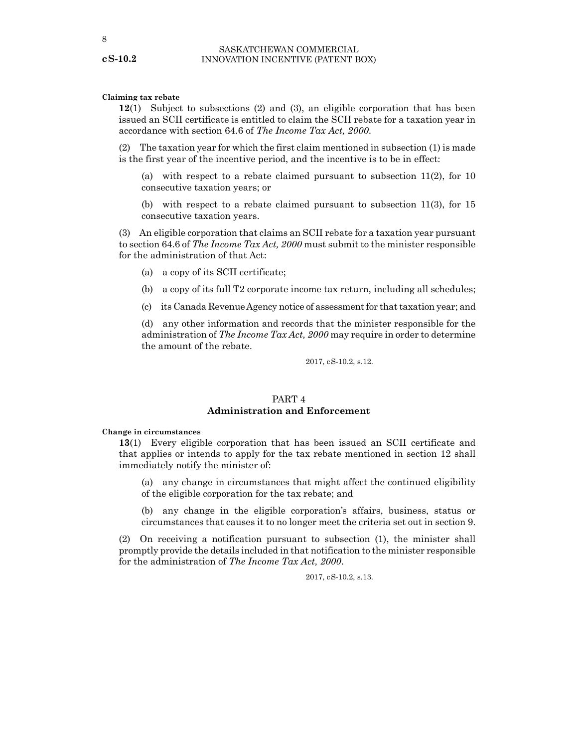**Claiming tax rebate**

**12**(1) Subject to subsections (2) and (3), an eligible corporation that has been issued an SCII certificate is entitled to claim the SCII rebate for a taxation year in accordance with section 64.6 of *The Income Tax Act, 2000*.

(2) The taxation year for which the first claim mentioned in subsection (1) is made is the first year of the incentive period, and the incentive is to be in effect:

(a) with respect to a rebate claimed pursuant to subsection 11(2), for 10 consecutive taxation years; or

(b) with respect to a rebate claimed pursuant to subsection 11(3), for 15 consecutive taxation years.

(3) An eligible corporation that claims an SCII rebate for a taxation year pursuant to section 64.6 of *The Income Tax Act, 2000* must submit to the minister responsible for the administration of that Act:

(a) a copy of its SCII certificate;

(b) a copy of its full T2 corporate income tax return, including all schedules;

(c) its Canada Revenue Agency notice of assessment for that taxation year; and

(d) any other information and records that the minister responsible for the administration of *The Income Tax Act, 2000* may require in order to determine the amount of the rebate.

2017, cS-10.2, s.12.

## PART 4
## Administration and Enforcement

**Change in circumstances**

**13**(1) Every eligible corporation that has been issued an SCII certificate and that applies or intends to apply for the tax rebate mentioned in section 12 shall immediately notify the minister of:

(a) any change in circumstances that might affect the continued eligibility of the eligible corporation for the tax rebate; and

(b) any change in the eligible corporation's affairs, business, status or circumstances that causes it to no longer meet the criteria set out in section 9.

(2) On receiving a notification pursuant to subsection (1), the minister shall promptly provide the details included in that notification to the minister responsible for the administration of *The Income Tax Act, 2000*.

2017, cS-10.2, s.13.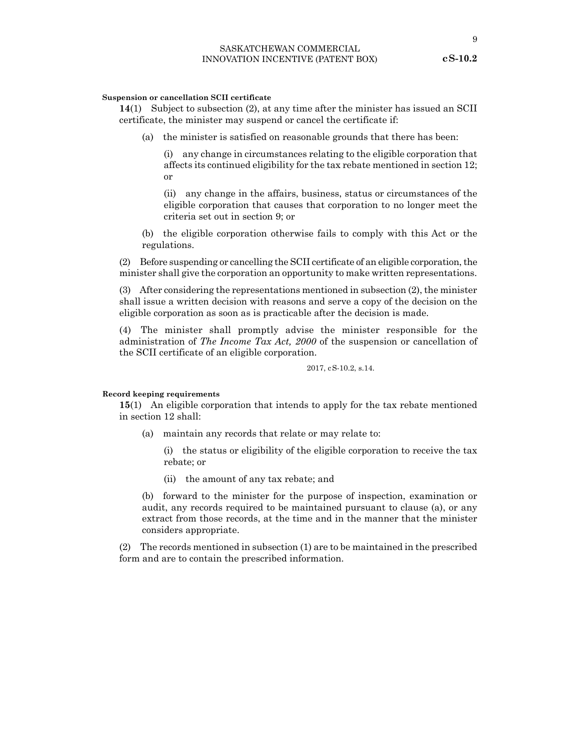**Suspension or cancellation SCII certificate**

**14**(1) Subject to subsection (2), at any time after the minister has issued an SCII certificate, the minister may suspend or cancel the certificate if:

(a) the minister is satisfied on reasonable grounds that there has been:

(i) any change in circumstances relating to the eligible corporation that affects its continued eligibility for the tax rebate mentioned in section 12; or

(ii) any change in the affairs, business, status or circumstances of the eligible corporation that causes that corporation to no longer meet the criteria set out in section 9; or

(b) the eligible corporation otherwise fails to comply with this Act or the regulations.

(2) Before suspending or cancelling the SCII certificate of an eligible corporation, the minister shall give the corporation an opportunity to make written representations.

(3) After considering the representations mentioned in subsection (2), the minister shall issue a written decision with reasons and serve a copy of the decision on the eligible corporation as soon as is practicable after the decision is made.

(4) The minister shall promptly advise the minister responsible for the administration of *The Income Tax Act, 2000* of the suspension or cancellation of the SCII certificate of an eligible corporation.

2017, cS-10.2, s.14.

**Record keeping requirements**

**15**(1) An eligible corporation that intends to apply for the tax rebate mentioned in section 12 shall:

(a) maintain any records that relate or may relate to:

(i) the status or eligibility of the eligible corporation to receive the tax rebate; or

(ii) the amount of any tax rebate; and

(b) forward to the minister for the purpose of inspection, examination or audit, any records required to be maintained pursuant to clause (a), or any extract from those records, at the time and in the manner that the minister considers appropriate.

(2) The records mentioned in subsection (1) are to be maintained in the prescribed form and are to contain the prescribed information.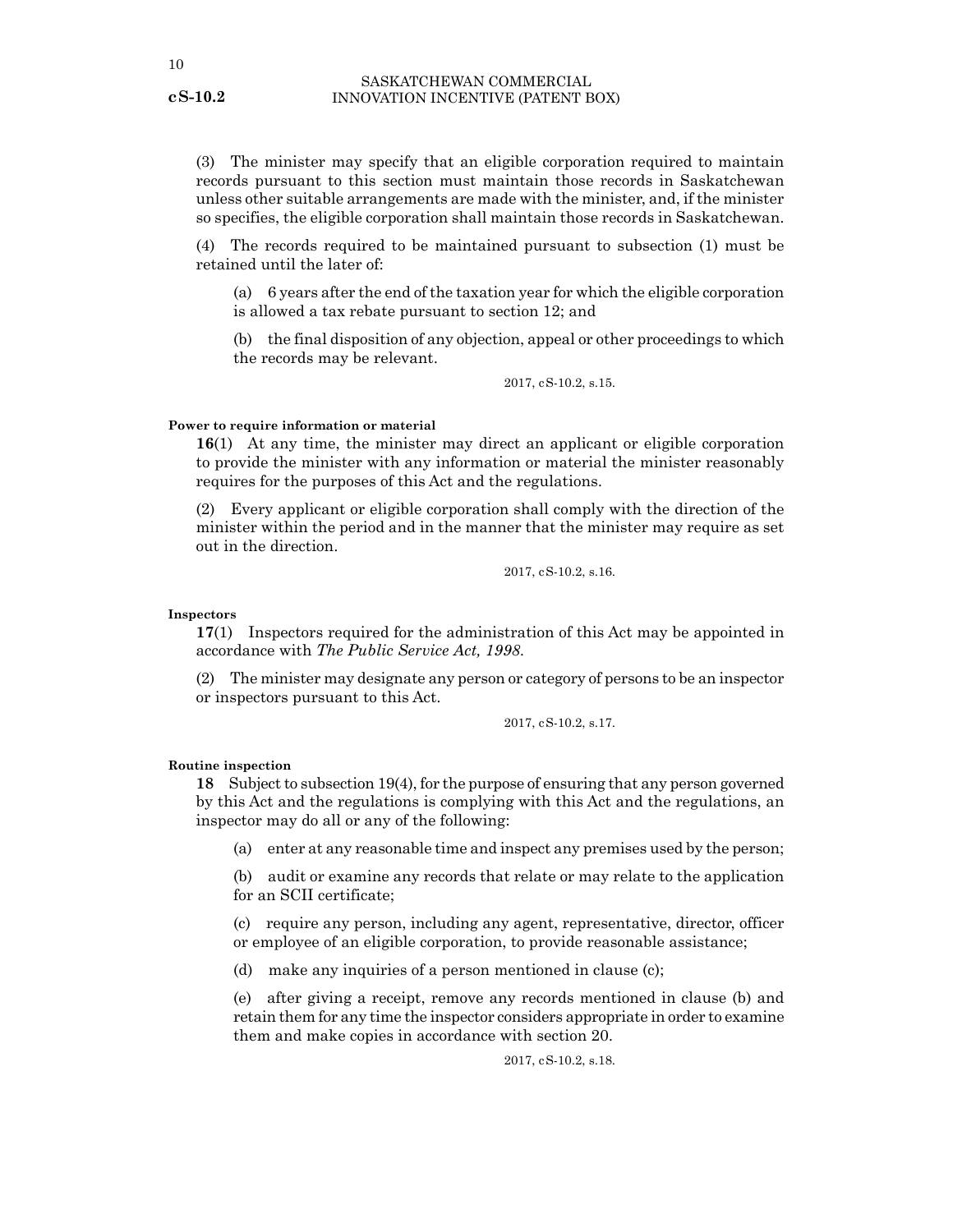(3) The minister may specify that an eligible corporation required to maintain records pursuant to this section must maintain those records in Saskatchewan unless other suitable arrangements are made with the minister, and, if the minister so specifies, the eligible corporation shall maintain those records in Saskatchewan.

(4) The records required to be maintained pursuant to subsection (1) must be retained until the later of:

(a) 6 years after the end of the taxation year for which the eligible corporation is allowed a tax rebate pursuant to section 12; and

(b) the final disposition of any objection, appeal or other proceedings to which the records may be relevant.

2017, cS-10.2, s.15.

**Power to require information or material**

**16**(1) At any time, the minister may direct an applicant or eligible corporation to provide the minister with any information or material the minister reasonably requires for the purposes of this Act and the regulations.

(2) Every applicant or eligible corporation shall comply with the direction of the minister within the period and in the manner that the minister may require as set out in the direction.

2017, cS-10.2, s.16.

**Inspectors**

**17**(1) Inspectors required for the administration of this Act may be appointed in accordance with *The Public Service Act, 1998*.

(2) The minister may designate any person or category of persons to be an inspector or inspectors pursuant to this Act.

2017, cS-10.2, s.17.

**Routine inspection**

**18** Subject to subsection 19(4), for the purpose of ensuring that any person governed by this Act and the regulations is complying with this Act and the regulations, an inspector may do all or any of the following:

(a) enter at any reasonable time and inspect any premises used by the person;

(b) audit or examine any records that relate or may relate to the application for an SCII certificate;

(c) require any person, including any agent, representative, director, officer or employee of an eligible corporation, to provide reasonable assistance;

(d) make any inquiries of a person mentioned in clause (c);

(e) after giving a receipt, remove any records mentioned in clause (b) and retain them for any time the inspector considers appropriate in order to examine them and make copies in accordance with section 20.

2017, cS-10.2, s.18.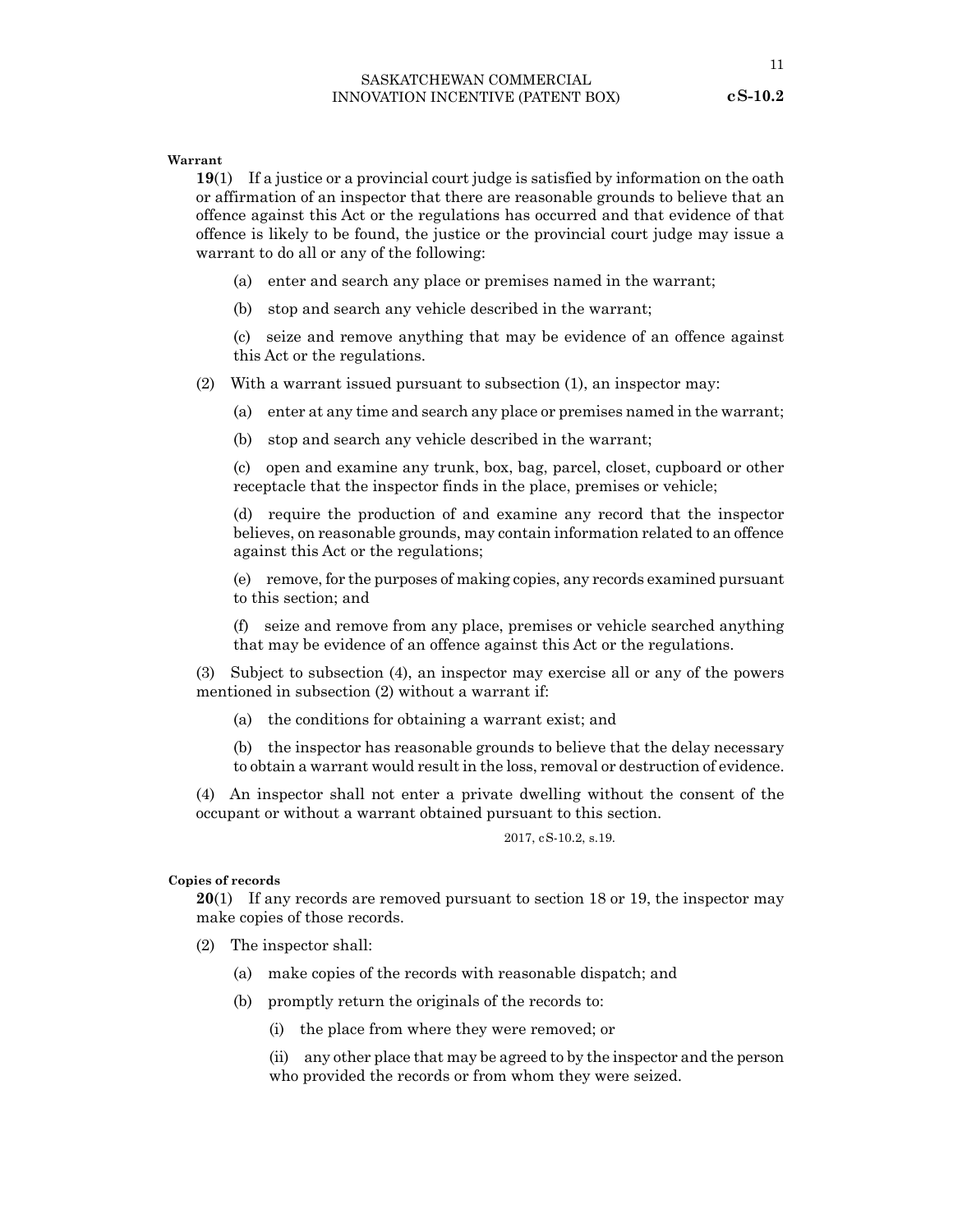**Warrant**

**19**(1) If a justice or a provincial court judge is satisfied by information on the oath or affirmation of an inspector that there are reasonable grounds to believe that an offence against this Act or the regulations has occurred and that evidence of that offence is likely to be found, the justice or the provincial court judge may issue a warrant to do all or any of the following:

(a) enter and search any place or premises named in the warrant;

(b) stop and search any vehicle described in the warrant;

(c) seize and remove anything that may be evidence of an offence against this Act or the regulations.

(2) With a warrant issued pursuant to subsection (1), an inspector may:

(a) enter at any time and search any place or premises named in the warrant;

(b) stop and search any vehicle described in the warrant;

(c) open and examine any trunk, box, bag, parcel, closet, cupboard or other receptacle that the inspector finds in the place, premises or vehicle;

(d) require the production of and examine any record that the inspector believes, on reasonable grounds, may contain information related to an offence against this Act or the regulations;

(e) remove, for the purposes of making copies, any records examined pursuant to this section; and

(f) seize and remove from any place, premises or vehicle searched anything that may be evidence of an offence against this Act or the regulations.

(3) Subject to subsection (4), an inspector may exercise all or any of the powers mentioned in subsection (2) without a warrant if:

(a) the conditions for obtaining a warrant exist; and

(b) the inspector has reasonable grounds to believe that the delay necessary to obtain a warrant would result in the loss, removal or destruction of evidence.

(4) An inspector shall not enter a private dwelling without the consent of the occupant or without a warrant obtained pursuant to this section.

2017, cS-10.2, s.19.

**Copies of records**

**20**(1) If any records are removed pursuant to section 18 or 19, the inspector may make copies of those records.

(2) The inspector shall:

(a) make copies of the records with reasonable dispatch; and

(b) promptly return the originals of the records to:

(i) the place from where they were removed; or

(ii) any other place that may be agreed to by the inspector and the person who provided the records or from whom they were seized.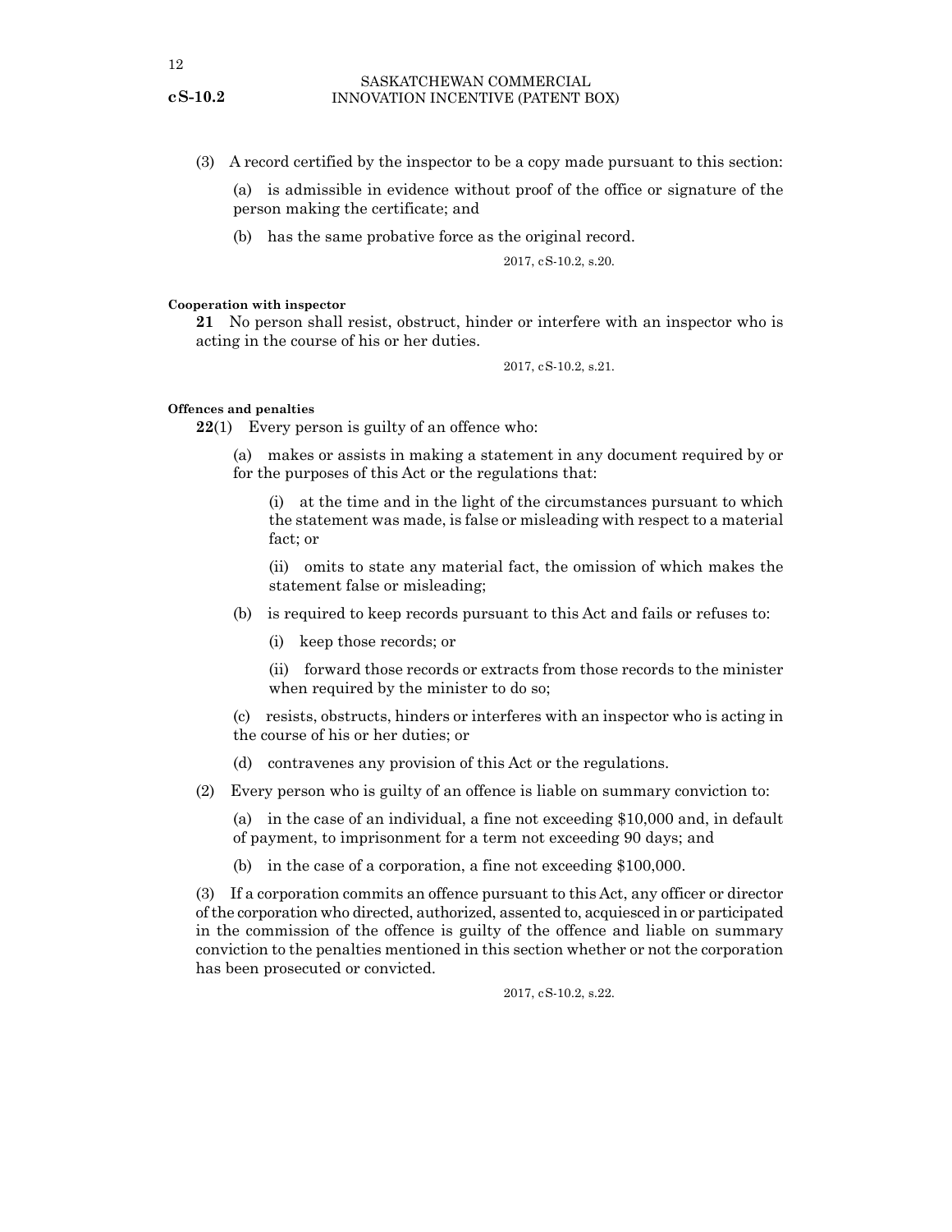(3) A record certified by the inspector to be a copy made pursuant to this section:

(a) is admissible in evidence without proof of the office or signature of the person making the certificate; and

(b) has the same probative force as the original record.

2017, cS-10.2, s.20.

**Cooperation with inspector**

**21** No person shall resist, obstruct, hinder or interfere with an inspector who is acting in the course of his or her duties.

2017, cS-10.2, s.21.

**Offences and penalties**

**22**(1) Every person is guilty of an offence who:

(a) makes or assists in making a statement in any document required by or for the purposes of this Act or the regulations that:

(i) at the time and in the light of the circumstances pursuant to which the statement was made, is false or misleading with respect to a material fact; or

(ii) omits to state any material fact, the omission of which makes the statement false or misleading;

(b) is required to keep records pursuant to this Act and fails or refuses to:

(i) keep those records; or

(ii) forward those records or extracts from those records to the minister when required by the minister to do so;

(c) resists, obstructs, hinders or interferes with an inspector who is acting in the course of his or her duties; or

(d) contravenes any provision of this Act or the regulations.

(2) Every person who is guilty of an offence is liable on summary conviction to:

(a) in the case of an individual, a fine not exceeding $10,000 and, in default of payment, to imprisonment for a term not exceeding 90 days; and

(b) in the case of a corporation, a fine not exceeding $100,000.

(3) If a corporation commits an offence pursuant to this Act, any officer or director of the corporation who directed, authorized, assented to, acquiesced in or participated in the commission of the offence is guilty of the offence and liable on summary conviction to the penalties mentioned in this section whether or not the corporation has been prosecuted or convicted.

2017, cS-10.2, s.22.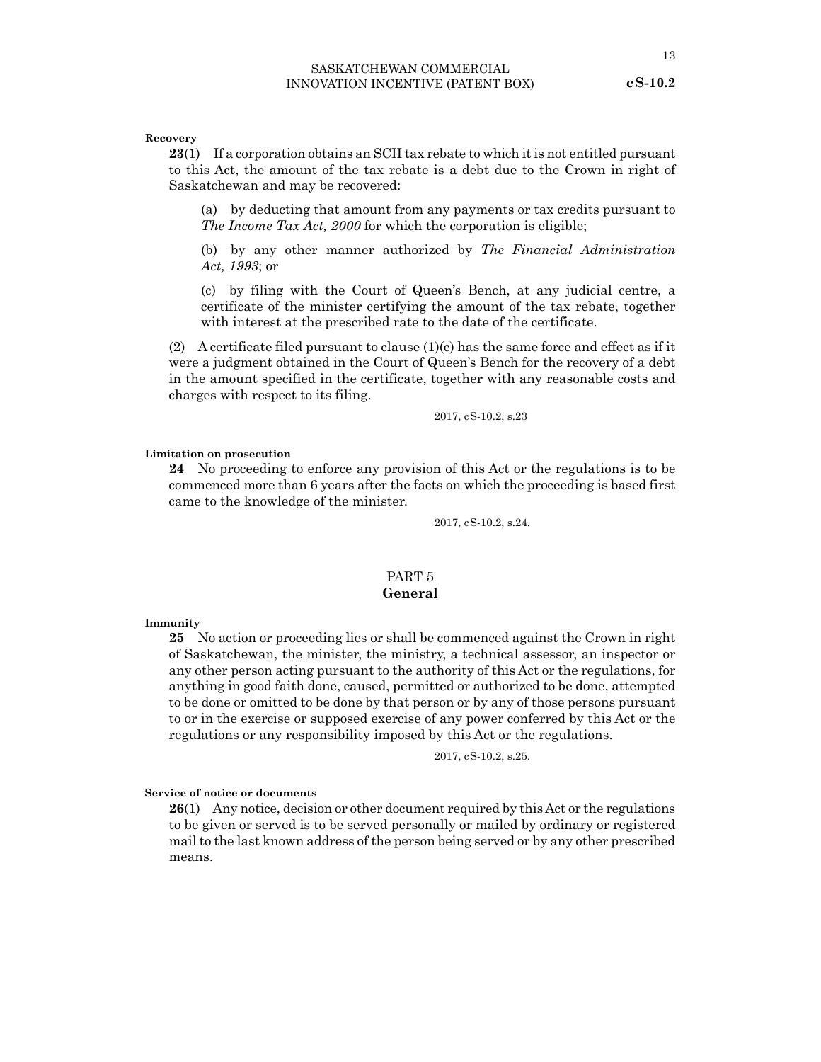**Recovery**

**23**(1) If a corporation obtains an SCII tax rebate to which it is not entitled pursuant to this Act, the amount of the tax rebate is a debt due to the Crown in right of Saskatchewan and may be recovered:

(a) by deducting that amount from any payments or tax credits pursuant to *The Income Tax Act, 2000* for which the corporation is eligible;

(b) by any other manner authorized by *The Financial Administration Act, 1993*; or

(c) by filing with the Court of Queen's Bench, at any judicial centre, a certificate of the minister certifying the amount of the tax rebate, together with interest at the prescribed rate to the date of the certificate.

(2) A certificate filed pursuant to clause (1)(c) has the same force and effect as if it were a judgment obtained in the Court of Queen's Bench for the recovery of a debt in the amount specified in the certificate, together with any reasonable costs and charges with respect to its filing.

2017, cS-10.2, s.23

**Limitation on prosecution**

**24** No proceeding to enforce any provision of this Act or the regulations is to be commenced more than 6 years after the facts on which the proceeding is based first came to the knowledge of the minister.

2017, cS-10.2, s.24.

## PART 5
## General

**Immunity**

**25** No action or proceeding lies or shall be commenced against the Crown in right of Saskatchewan, the minister, the ministry, a technical assessor, an inspector or any other person acting pursuant to the authority of this Act or the regulations, for anything in good faith done, caused, permitted or authorized to be done, attempted to be done or omitted to be done by that person or by any of those persons pursuant to or in the exercise or supposed exercise of any power conferred by this Act or the regulations or any responsibility imposed by this Act or the regulations.

2017, cS-10.2, s.25.

**Service of notice or documents**

**26**(1) Any notice, decision or other document required by this Act or the regulations to be given or served is to be served personally or mailed by ordinary or registered mail to the last known address of the person being served or by any other prescribed means.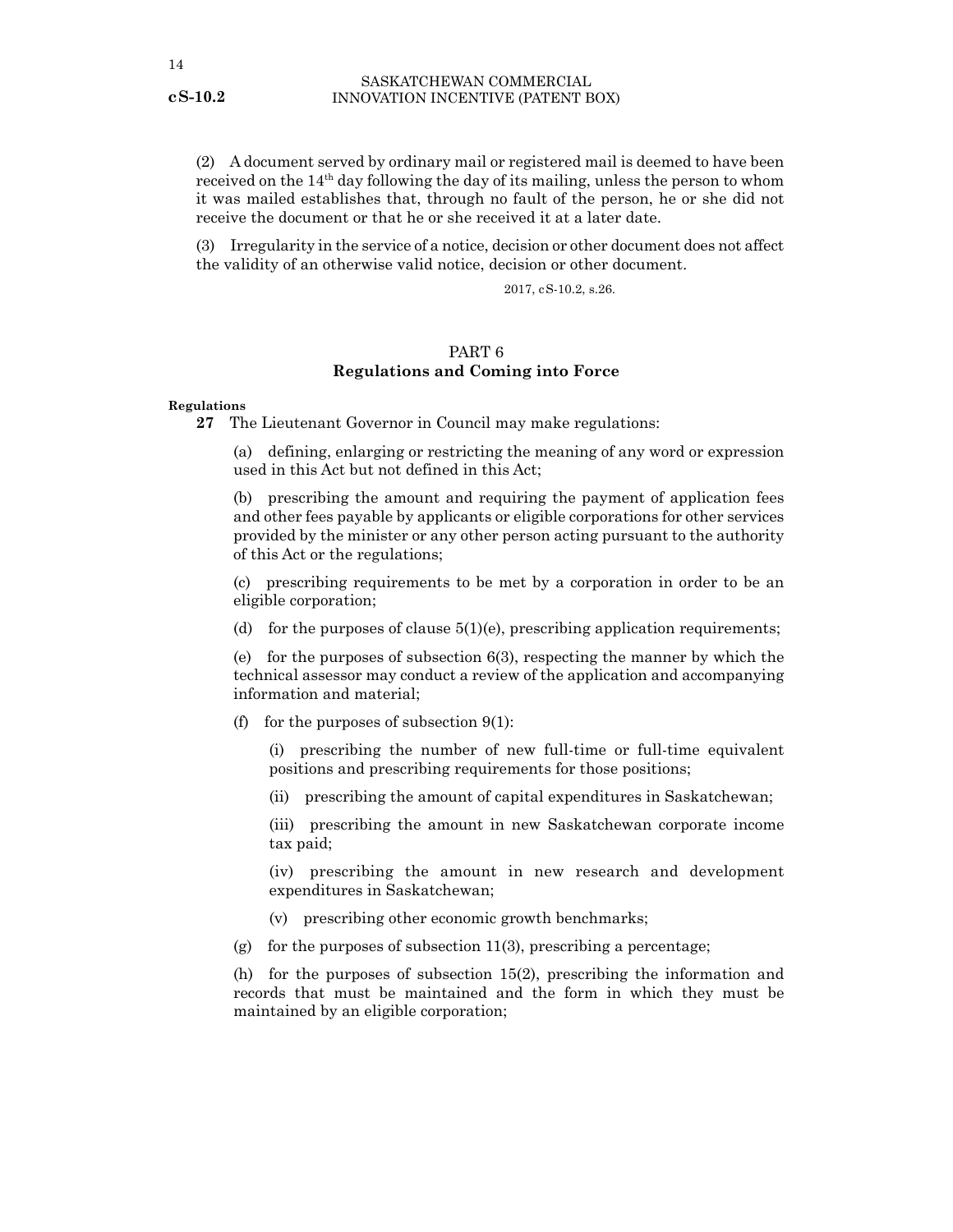(2) A document served by ordinary mail or registered mail is deemed to have been received on the 14th day following the day of its mailing, unless the person to whom it was mailed establishes that, through no fault of the person, he or she did not receive the document or that he or she received it at a later date.

(3) Irregularity in the service of a notice, decision or other document does not affect the validity of an otherwise valid notice, decision or other document.

2017, cS-10.2, s.26.

## PART 6
## Regulations and Coming into Force

**Regulations**

**27** The Lieutenant Governor in Council may make regulations:

(a) defining, enlarging or restricting the meaning of any word or expression used in this Act but not defined in this Act;

(b) prescribing the amount and requiring the payment of application fees and other fees payable by applicants or eligible corporations for other services provided by the minister or any other person acting pursuant to the authority of this Act or the regulations;

(c) prescribing requirements to be met by a corporation in order to be an eligible corporation;

(d) for the purposes of clause 5(1)(e), prescribing application requirements;

(e) for the purposes of subsection 6(3), respecting the manner by which the technical assessor may conduct a review of the application and accompanying information and material;

(f) for the purposes of subsection 9(1):

(i) prescribing the number of new full-time or full-time equivalent positions and prescribing requirements for those positions;

(ii) prescribing the amount of capital expenditures in Saskatchewan;

(iii) prescribing the amount in new Saskatchewan corporate income tax paid;

(iv) prescribing the amount in new research and development expenditures in Saskatchewan;

(v) prescribing other economic growth benchmarks;

(g) for the purposes of subsection 11(3), prescribing a percentage;

(h) for the purposes of subsection 15(2), prescribing the information and records that must be maintained and the form in which they must be maintained by an eligible corporation;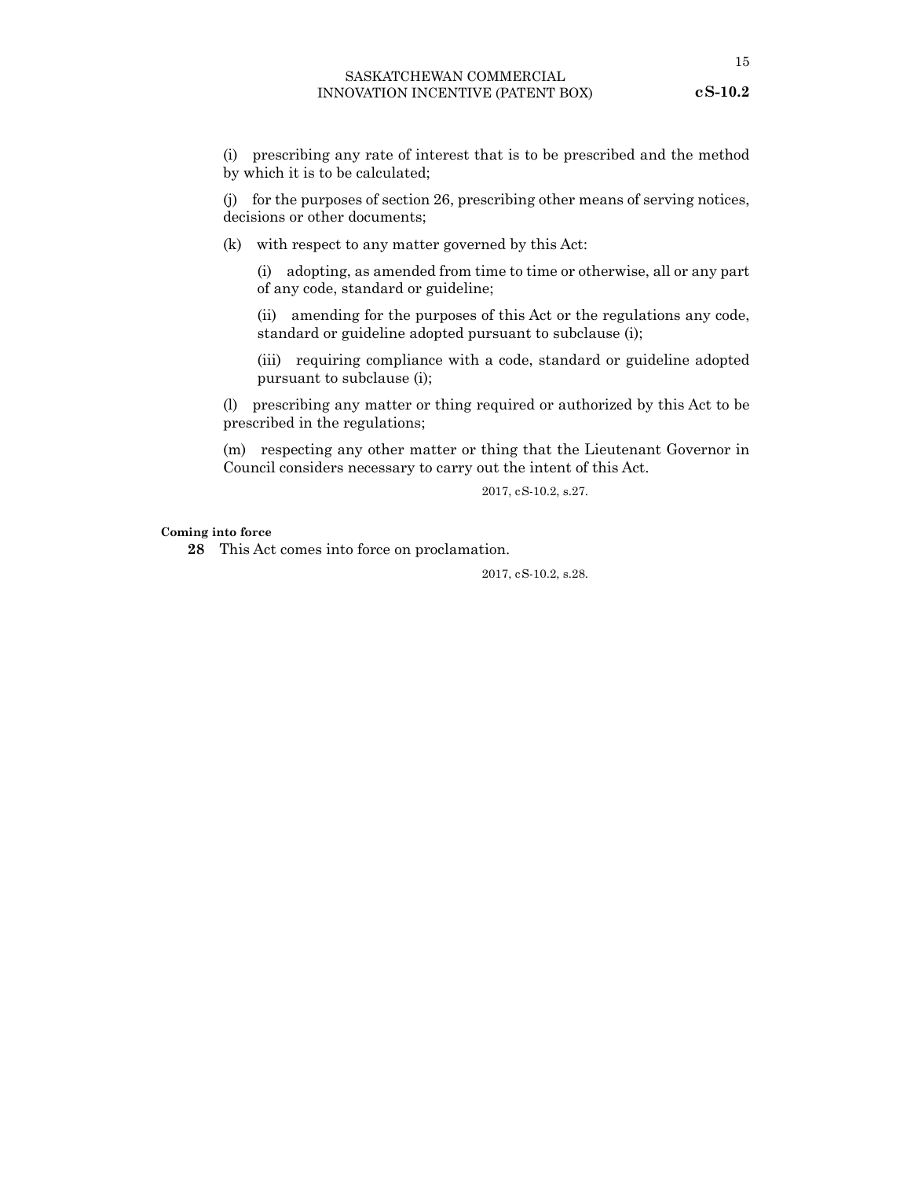(i) prescribing any rate of interest that is to be prescribed and the method by which it is to be calculated;

(j) for the purposes of section 26, prescribing other means of serving notices, decisions or other documents;

(k) with respect to any matter governed by this Act:

(i) adopting, as amended from time to time or otherwise, all or any part of any code, standard or guideline;

(ii) amending for the purposes of this Act or the regulations any code, standard or guideline adopted pursuant to subclause (i);

(iii) requiring compliance with a code, standard or guideline adopted pursuant to subclause (i);

(l) prescribing any matter or thing required or authorized by this Act to be prescribed in the regulations;

(m) respecting any other matter or thing that the Lieutenant Governor in Council considers necessary to carry out the intent of this Act.

2017, cS-10.2, s.27.

**Coming into force**

**28** This Act comes into force on proclamation.

2017, cS-10.2, s.28.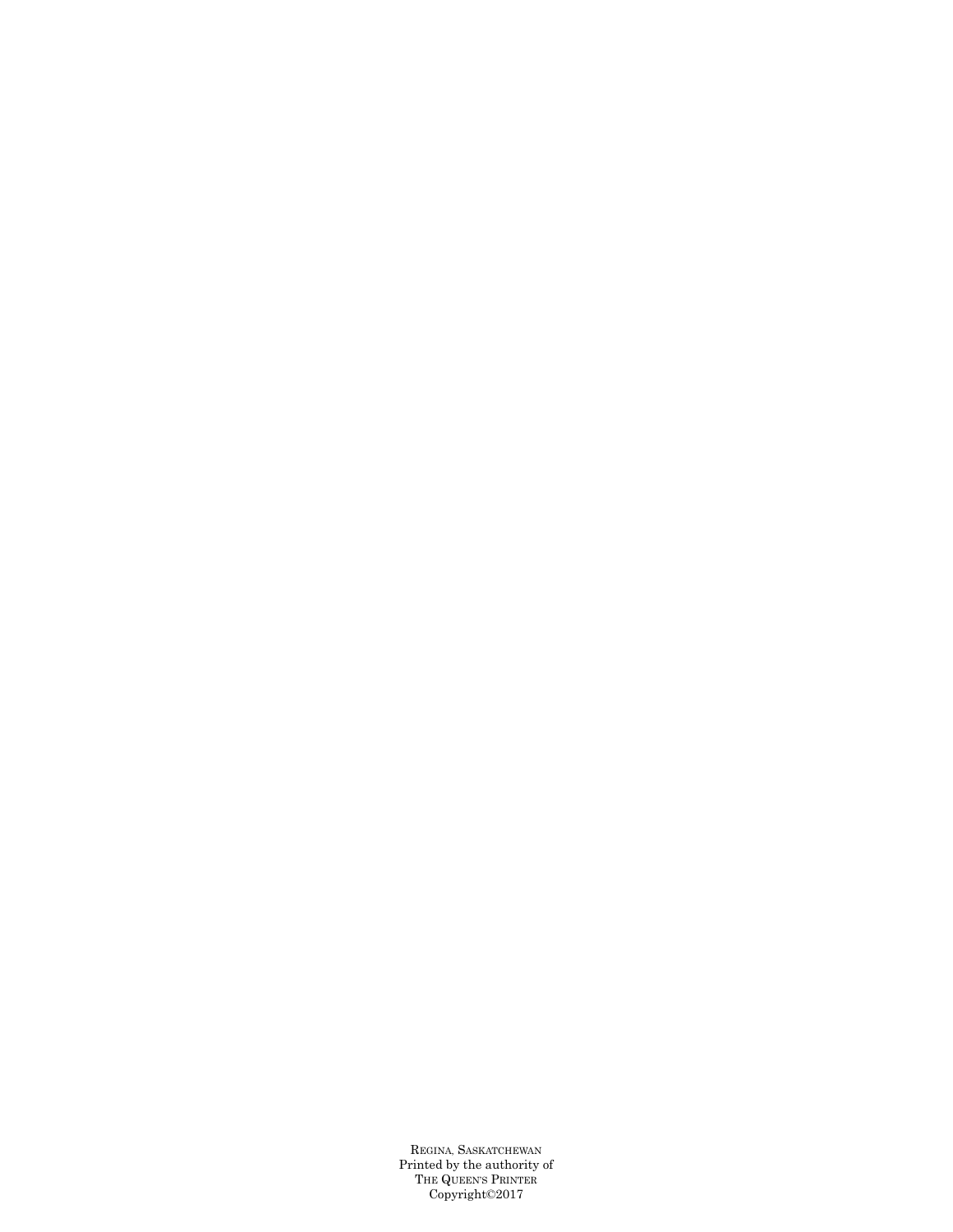Regina, Saskatchewan
Printed by the authority of
The Queen's Printer
Copyright©2017